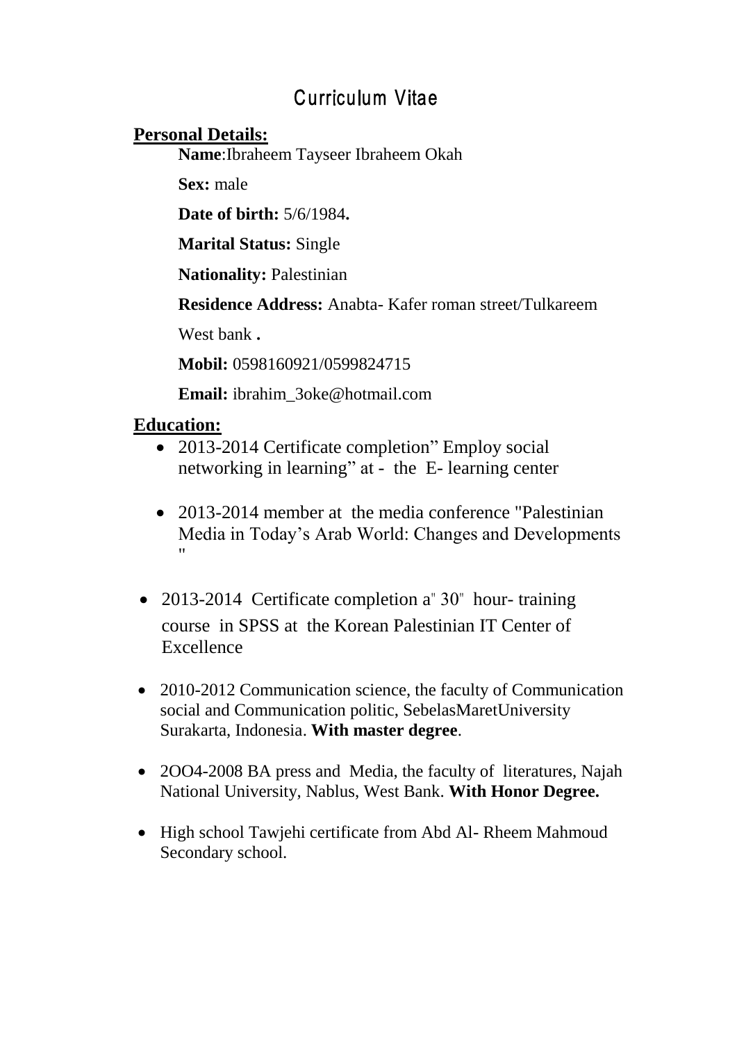# Curriculum Vitae

## Personal Details:

**Name**:Ibraheem Tayseer Ibraheem Okah

**Sex:** male

**Date of birth:** 5/6/1984**.**

**Marital Status:** Single

**Nationality:** Palestinian

**Residence Address:** Anabta- Kafer roman street/Tulkareem

West bank **.**

**Mobil:** 0598160921/0599824715

**Email:** ibrahim_3oke@hotmail.com

## Education:

- 2013-2014 Certificate completion" Employ social networking in learning" at - the E- learning center
- 2013-2014 member at the media conference "Palestinian Media in Today's Arab World: Changes and Developments "
- 2013-2014 Certificate completion a" 30" hour- training course in SPSS at the Korean Palestinian IT Center of Excellence
- 2010-2012 Communication science, the faculty of Communication social and Communication politic, SebelasMaretUniversity Surakarta, Indonesia. **With master degree**.
- 2OO4-2008 BA press and Media, the faculty of literatures, Najah National University, Nablus, West Bank. **With Honor Degree.**
- High school Tawjehi certificate from Abd Al- Rheem Mahmoud Secondary school.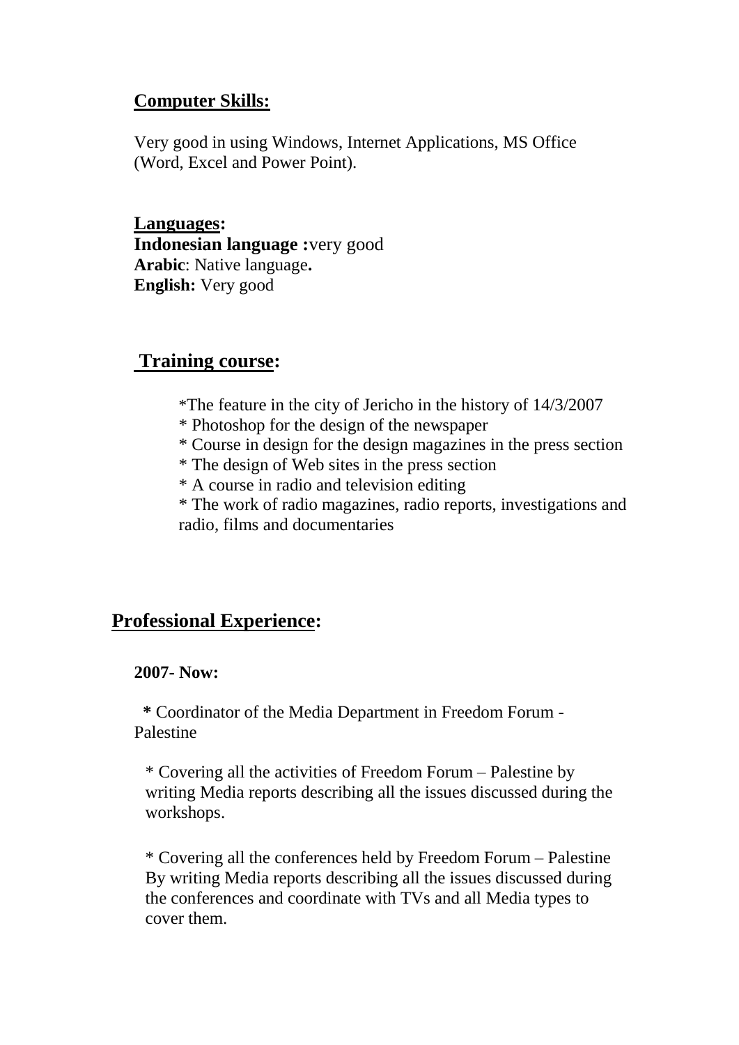## Computer Skills:

Very good in using Windows, Internet Applications, MS Office (Word, Excel and Power Point).

## Languages:

**Indonesian language :**very good
**Arabic**: Native language**.**
**English:** Very good

## Training course:

- The feature in the city of Jericho in the history of 14/3/2007
- Photoshop for the design of the newspaper
- Course in design for the design magazines in the press section
- The design of Web sites in the press section
- A course in radio and television editing
- The work of radio magazines, radio reports, investigations and radio, films and documentaries

## Professional Experience:

**2007- Now:**

- Coordinator of the Media Department in Freedom Forum - Palestine
- Covering all the activities of Freedom Forum – Palestine by writing Media reports describing all the issues discussed during the workshops.
- Covering all the conferences held by Freedom Forum – Palestine By writing Media reports describing all the issues discussed during the conferences and coordinate with TVs and all Media types to cover them.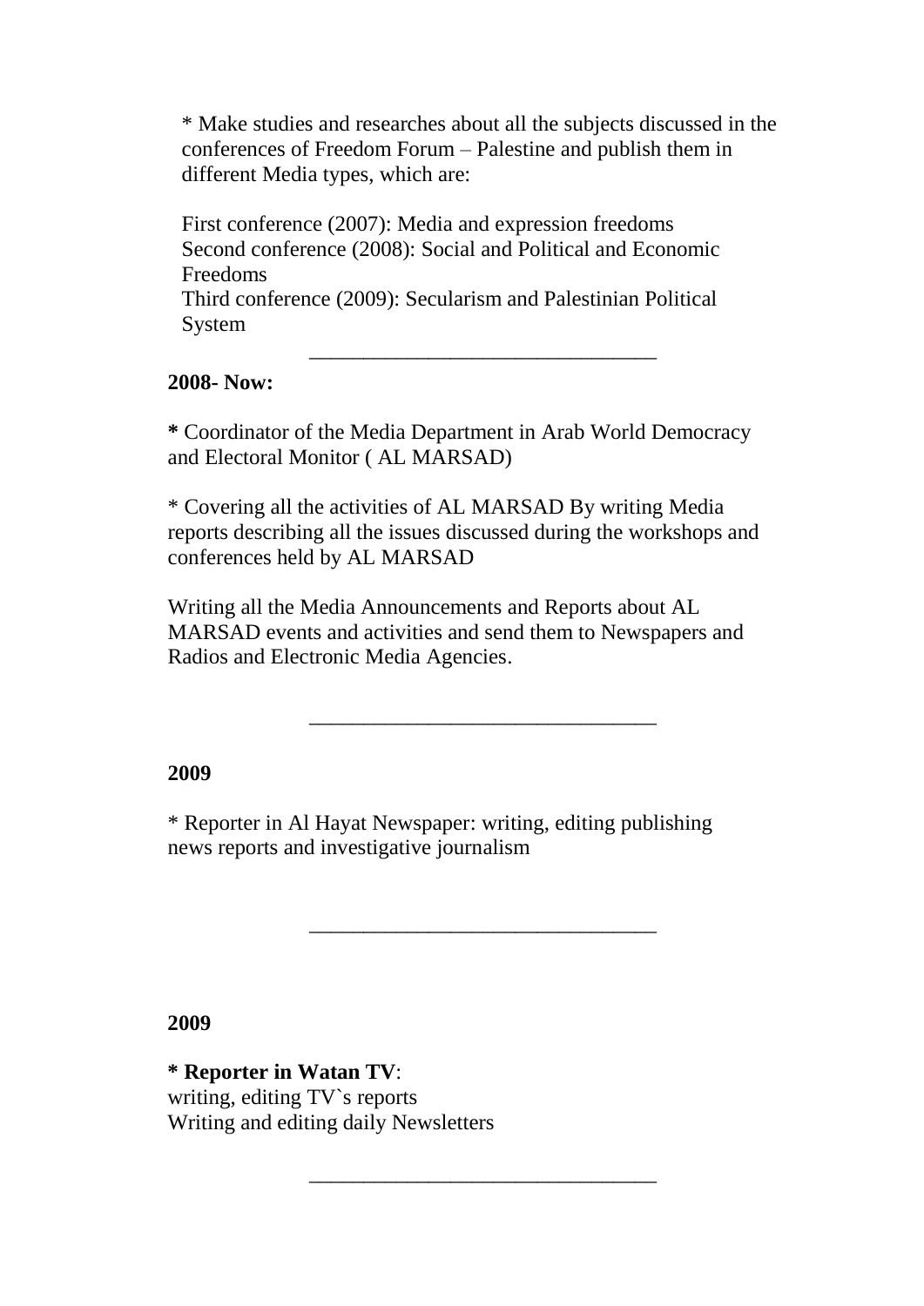* Make studies and researches about all the subjects discussed in the conferences of Freedom Forum – Palestine and publish them in different Media types, which are:

First conference (2007): Media and expression freedoms
Second conference (2008): Social and Political and Economic Freedoms
Third conference (2009): Secularism and Palestinian Political System

---

**2008- Now:**

***** Coordinator of the Media Department in Arab World Democracy and Electoral Monitor ( AL MARSAD)

* Covering all the activities of AL MARSAD By writing Media reports describing all the issues discussed during the workshops and conferences held by AL MARSAD

Writing all the Media Announcements and Reports about AL MARSAD events and activities and send them to Newspapers and Radios and Electronic Media Agencies.

---

**2009**

* Reporter in Al Hayat Newspaper: writing, editing publishing news reports and investigative journalism

---

**2009**

**\* Reporter in Watan TV**:
writing, editing TV`s reports
Writing and editing daily Newsletters

---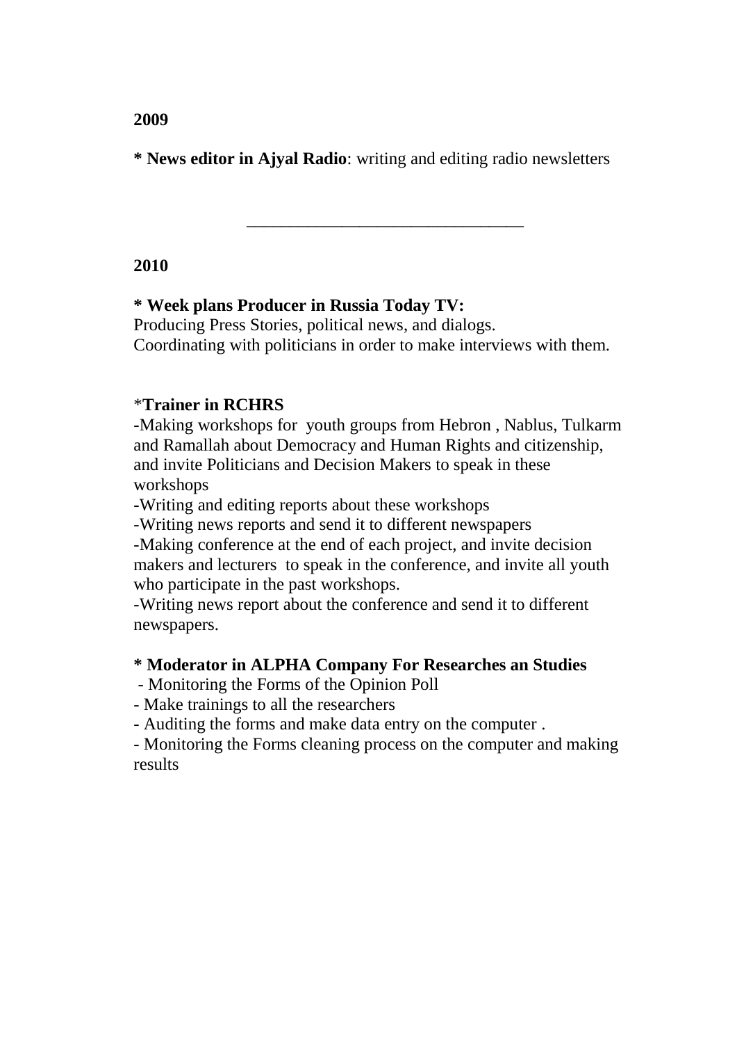**2009**

**\* News editor in Ajyal Radio**: writing and editing radio newsletters

---

**2010**

**\* Week plans Producer in Russia Today TV:**
Producing Press Stories, political news, and dialogs.
Coordinating with politicians in order to make interviews with them.

\***Trainer in RCHRS**
-Making workshops for youth groups from Hebron , Nablus, Tulkarm and Ramallah about Democracy and Human Rights and citizenship, and invite Politicians and Decision Makers to speak in these workshops
-Writing and editing reports about these workshops
-Writing news reports and send it to different newspapers
-Making conference at the end of each project, and invite decision makers and lecturers to speak in the conference, and invite all youth who participate in the past workshops.
-Writing news report about the conference and send it to different newspapers.

**\* Moderator in ALPHA Company For Researches an Studies**
- Monitoring the Forms of the Opinion Poll
- Make trainings to all the researchers
- Auditing the forms and make data entry on the computer .
- Monitoring the Forms cleaning process on the computer and making results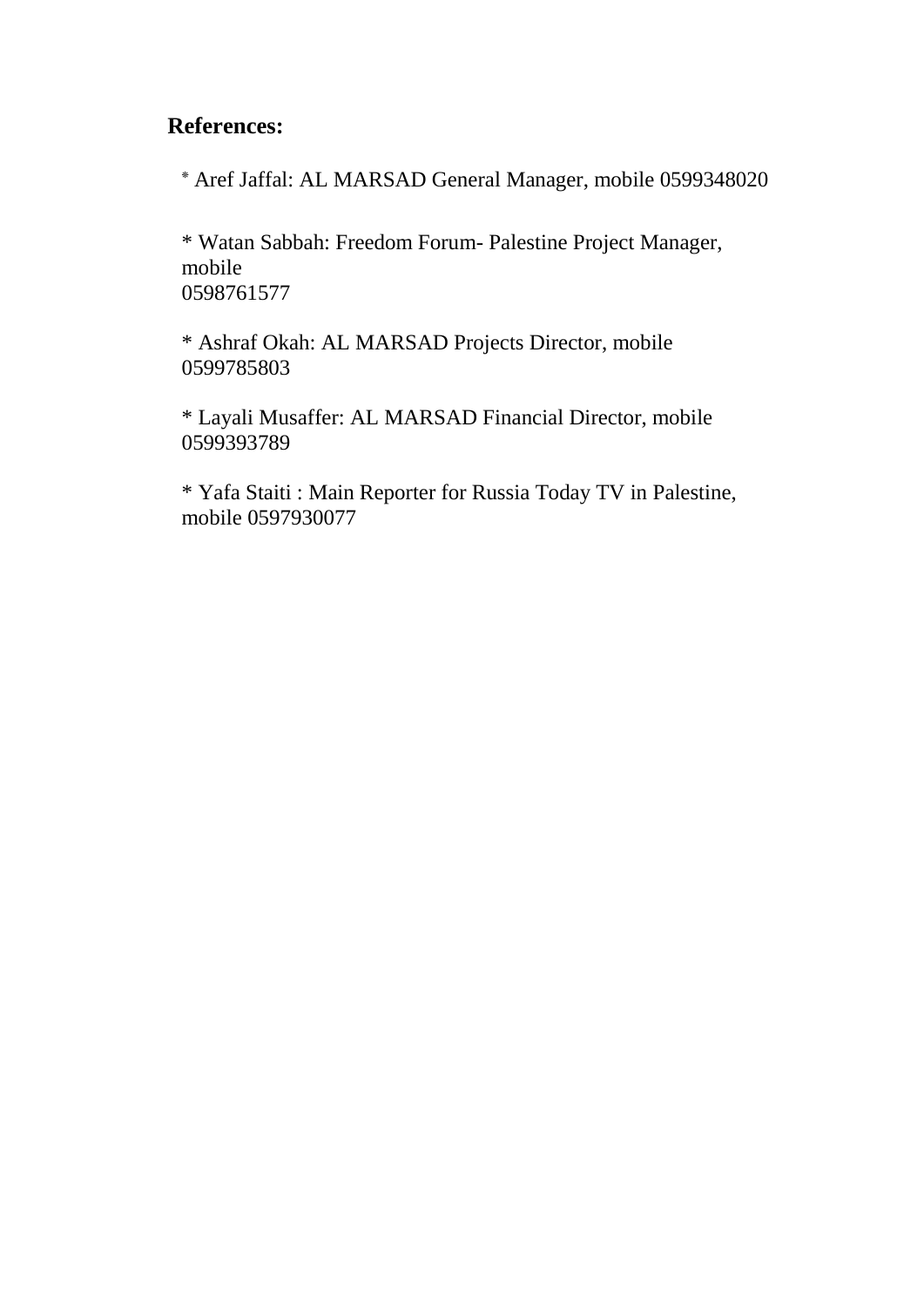## References:

* Aref Jaffal: AL MARSAD General Manager, mobile 0599348020

* Watan Sabbah: Freedom Forum- Palestine Project Manager, mobile 0598761577

* Ashraf Okah: AL MARSAD Projects Director, mobile 0599785803

* Layali Musaffer: AL MARSAD Financial Director, mobile 0599393789

* Yafa Staiti : Main Reporter for Russia Today TV in Palestine, mobile 0597930077